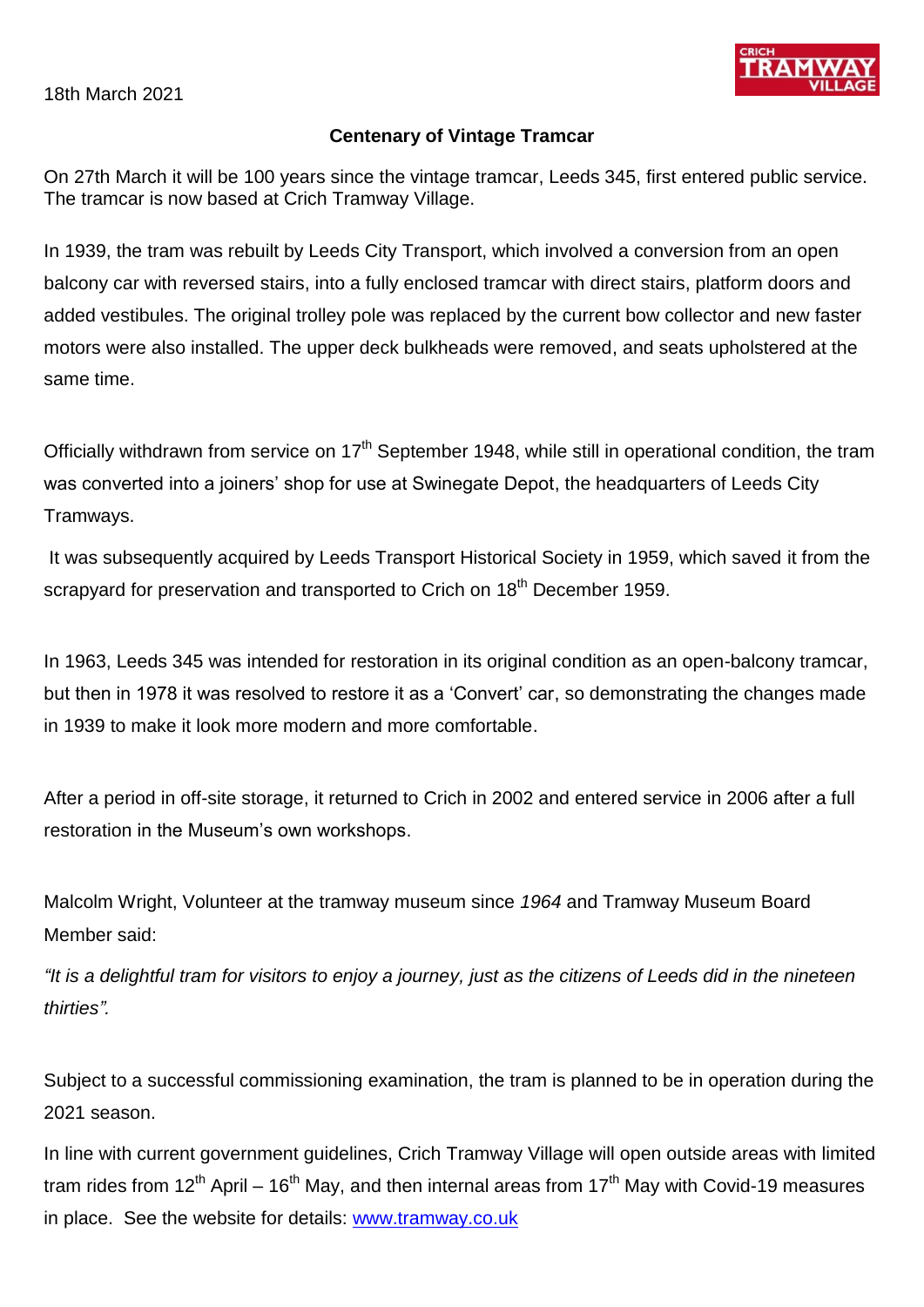18th March 2021

**Centenary of Vintage Tramcar**

On 27th March it will be 100 years since the vintage tramcar, Leeds 345, first entered public service. The tramcar is now based at Crich Tramway Village.

In 1939, the tram was rebuilt by Leeds City Transport, which involved a conversion from an open balcony car with reversed stairs, into a fully enclosed tramcar with direct stairs, platform doors and added vestibules. The original trolley pole was replaced by the current bow collector and new faster motors were also installed. The upper deck bulkheads were removed, and seats upholstered at the same time.

Officially withdrawn from service on 17th September 1948, while still in operational condition, the tram was converted into a joiners' shop for use at Swinegate Depot, the headquarters of Leeds City Tramways.

It was subsequently acquired by Leeds Transport Historical Society in 1959, which saved it from the scrapyard for preservation and transported to Crich on 18th December 1959.

In 1963, Leeds 345 was intended for restoration in its original condition as an open-balcony tramcar, but then in 1978 it was resolved to restore it as a 'Convert' car, so demonstrating the changes made in 1939 to make it look more modern and more comfortable.

After a period in off-site storage, it returned to Crich in 2002 and entered service in 2006 after a full restoration in the Museum's own workshops.

Malcolm Wright, Volunteer at the tramway museum since *1964* and Tramway Museum Board Member said:

*"It is a delightful tram for visitors to enjoy a journey, just as the citizens of Leeds did in the nineteen thirties".*

Subject to a successful commissioning examination, the tram is planned to be in operation during the 2021 season.

In line with current government guidelines, Crich Tramway Village will open outside areas with limited tram rides from 12th April – 16th May, and then internal areas from 17th May with Covid-19 measures in place. See the website for details: [www.tramway.co.uk](http://www.tramway.co.uk)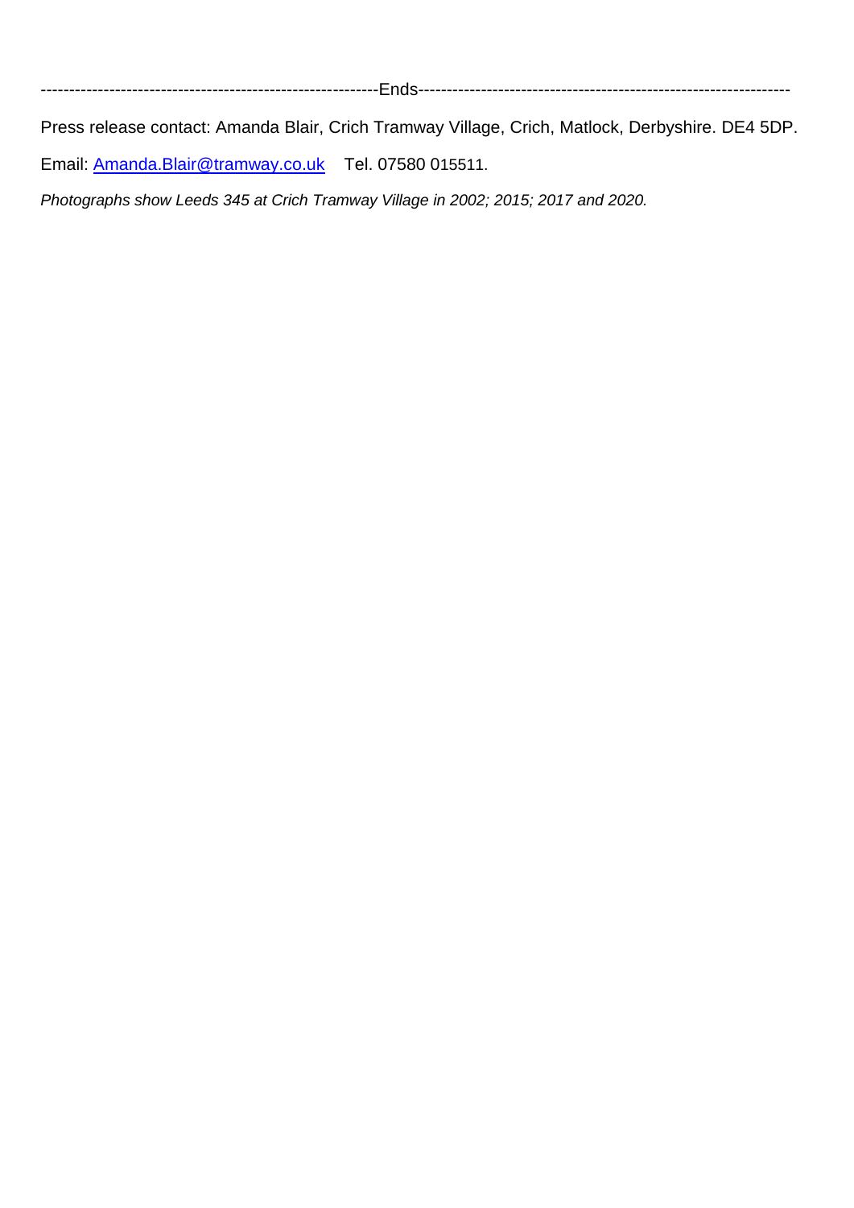------------------------------------------------------------Ends------------------------------------------------------------------

Press release contact: Amanda Blair, Crich Tramway Village, Crich, Matlock, Derbyshire. DE4 5DP.

Email: [Amanda.Blair@tramway.co.uk](mailto:Amanda.Blair@tramway.co.uk) Tel. 07580 015511.

*Photographs show Leeds 345 at Crich Tramway Village in 2002; 2015; 2017 and 2020.*